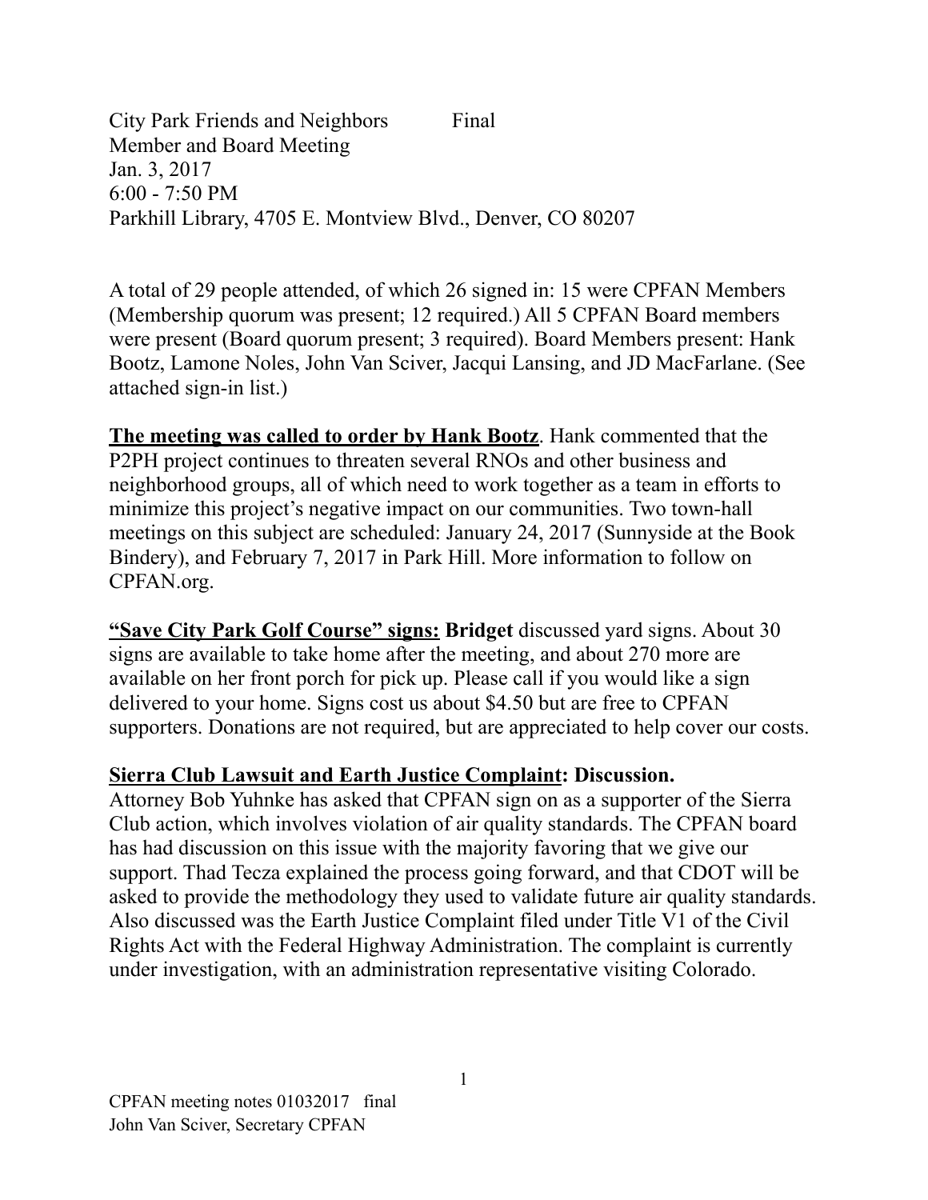City Park Friends and Neighbors Final
Member and Board Meeting
Jan. 3, 2017
6:00 - 7:50 PM
Parkhill Library, 4705 E. Montview Blvd., Denver, CO 80207

A total of 29 people attended, of which 26 signed in: 15 were CPFAN Members (Membership quorum was present; 12 required.) All 5 CPFAN Board members were present (Board quorum present; 3 required). Board Members present: Hank Bootz, Lamone Noles, John Van Sciver, Jacqui Lansing, and JD MacFarlane. (See attached sign-in list.)

**The meeting was called to order by Hank Bootz**. Hank commented that the P2PH project continues to threaten several RNOs and other business and neighborhood groups, all of which need to work together as a team in efforts to minimize this project's negative impact on our communities. Two town-hall meetings on this subject are scheduled: January 24, 2017 (Sunnyside at the Book Bindery), and February 7, 2017 in Park Hill. More information to follow on CPFAN.org.

**"Save City Park Golf Course" signs: Bridget** discussed yard signs. About 30 signs are available to take home after the meeting, and about 270 more are available on her front porch for pick up. Please call if you would like a sign delivered to your home. Signs cost us about $4.50 but are free to CPFAN supporters. Donations are not required, but are appreciated to help cover our costs.

**Sierra Club Lawsuit and Earth Justice Complaint: Discussion.**

Attorney Bob Yuhnke has asked that CPFAN sign on as a supporter of the Sierra Club action, which involves violation of air quality standards. The CPFAN board has had discussion on this issue with the majority favoring that we give our support. Thad Tecza explained the process going forward, and that CDOT will be asked to provide the methodology they used to validate future air quality standards. Also discussed was the Earth Justice Complaint filed under Title V1 of the Civil Rights Act with the Federal Highway Administration. The complaint is currently under investigation, with an administration representative visiting Colorado.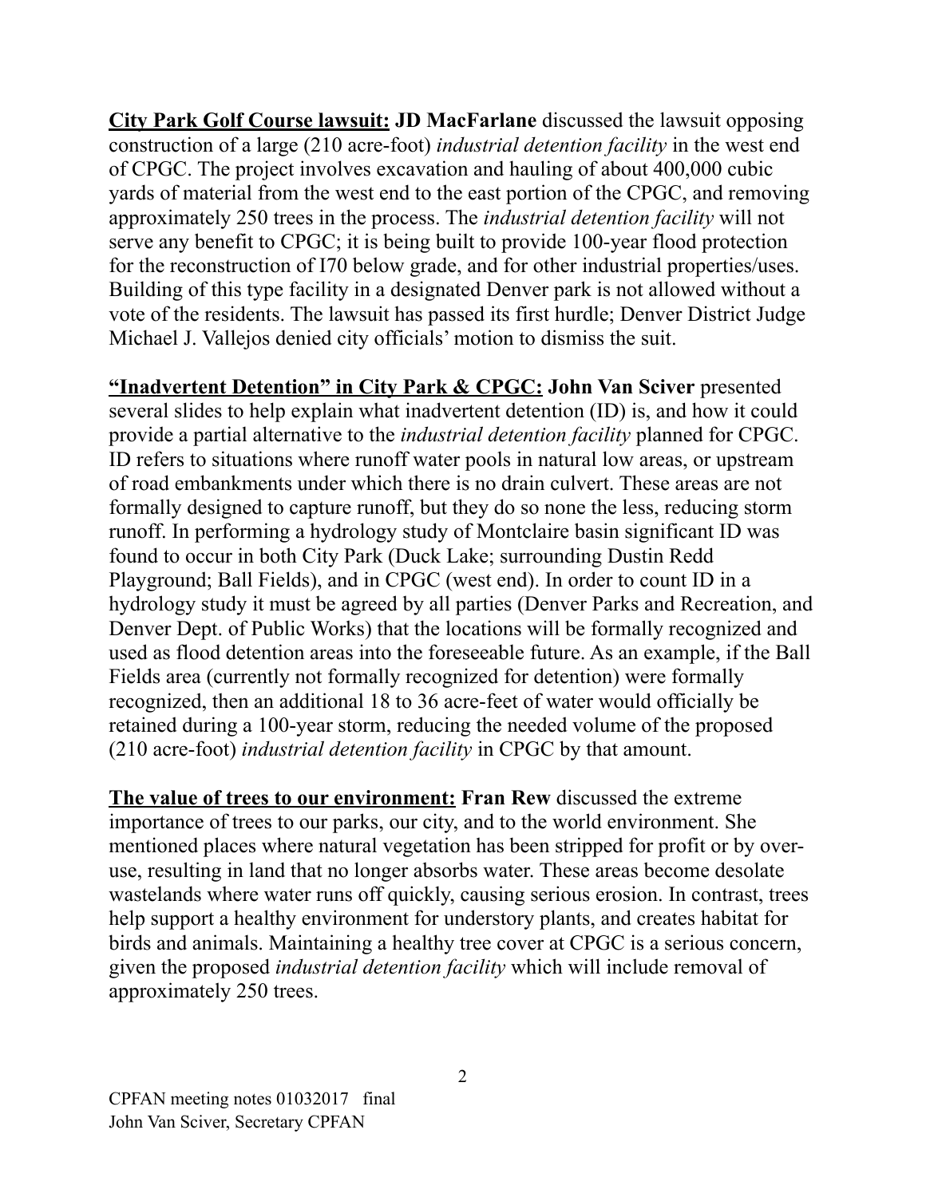**<u>City Park Golf Course lawsuit:</u> JD MacFarlane** discussed the lawsuit opposing construction of a large (210 acre-foot) *industrial detention facility* in the west end of CPGC. The project involves excavation and hauling of about 400,000 cubic yards of material from the west end to the east portion of the CPGC, and removing approximately 250 trees in the process. The *industrial detention facility* will not serve any benefit to CPGC; it is being built to provide 100-year flood protection for the reconstruction of I70 below grade, and for other industrial properties/uses. Building of this type facility in a designated Denver park is not allowed without a vote of the residents. The lawsuit has passed its first hurdle; Denver District Judge Michael J. Vallejos denied city officials' motion to dismiss the suit.

**<u>"Inadvertent Detention" in City Park & CPGC:</u> John Van Sciver** presented several slides to help explain what inadvertent detention (ID) is, and how it could provide a partial alternative to the *industrial detention facility* planned for CPGC. ID refers to situations where runoff water pools in natural low areas, or upstream of road embankments under which there is no drain culvert. These areas are not formally designed to capture runoff, but they do so none the less, reducing storm runoff. In performing a hydrology study of Montclaire basin significant ID was found to occur in both City Park (Duck Lake; surrounding Dustin Redd Playground; Ball Fields), and in CPGC (west end). In order to count ID in a hydrology study it must be agreed by all parties (Denver Parks and Recreation, and Denver Dept. of Public Works) that the locations will be formally recognized and used as flood detention areas into the foreseeable future. As an example, if the Ball Fields area (currently not formally recognized for detention) were formally recognized, then an additional 18 to 36 acre-feet of water would officially be retained during a 100-year storm, reducing the needed volume of the proposed (210 acre-foot) *industrial detention facility* in CPGC by that amount.

**<u>The value of trees to our environment:</u> Fran Rew** discussed the extreme importance of trees to our parks, our city, and to the world environment. She mentioned places where natural vegetation has been stripped for profit or by over-use, resulting in land that no longer absorbs water. These areas become desolate wastelands where water runs off quickly, causing serious erosion. In contrast, trees help support a healthy environment for understory plants, and creates habitat for birds and animals. Maintaining a healthy tree cover at CPGC is a serious concern, given the proposed *industrial detention facility* which will include removal of approximately 250 trees.

CPFAN meeting notes 01032017 final
John Van Sciver, Secretary CPFAN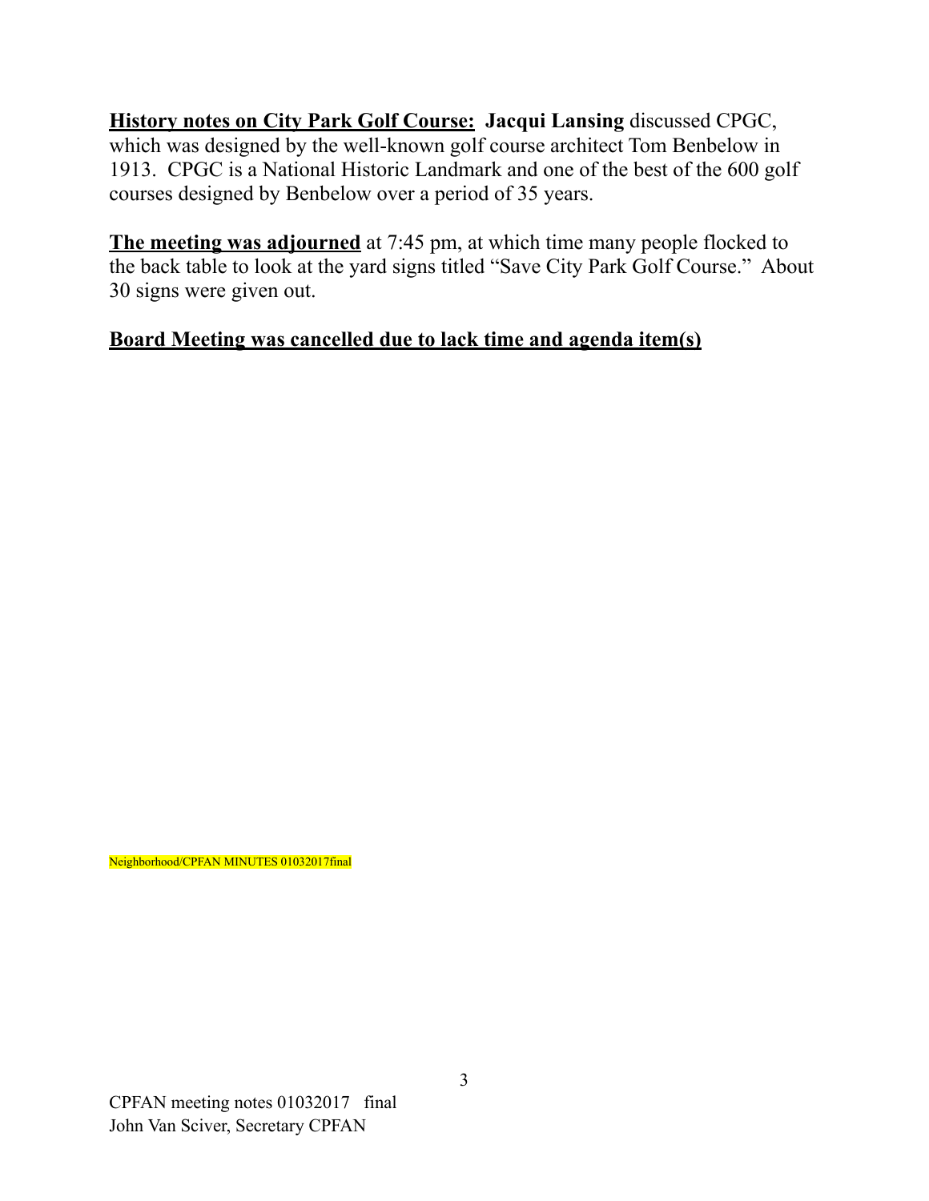**History notes on City Park Golf Course:** **Jacqui Lansing** discussed CPGC, which was designed by the well-known golf course architect Tom Benbelow in 1913. CPGC is a National Historic Landmark and one of the best of the 600 golf courses designed by Benbelow over a period of 35 years.

**The meeting was adjourned** at 7:45 pm, at which time many people flocked to the back table to look at the yard signs titled "Save City Park Golf Course." About 30 signs were given out.

**Board Meeting was cancelled due to lack time and agenda item(s)**

Neighborhood/CPFAN MINUTES 01032017final